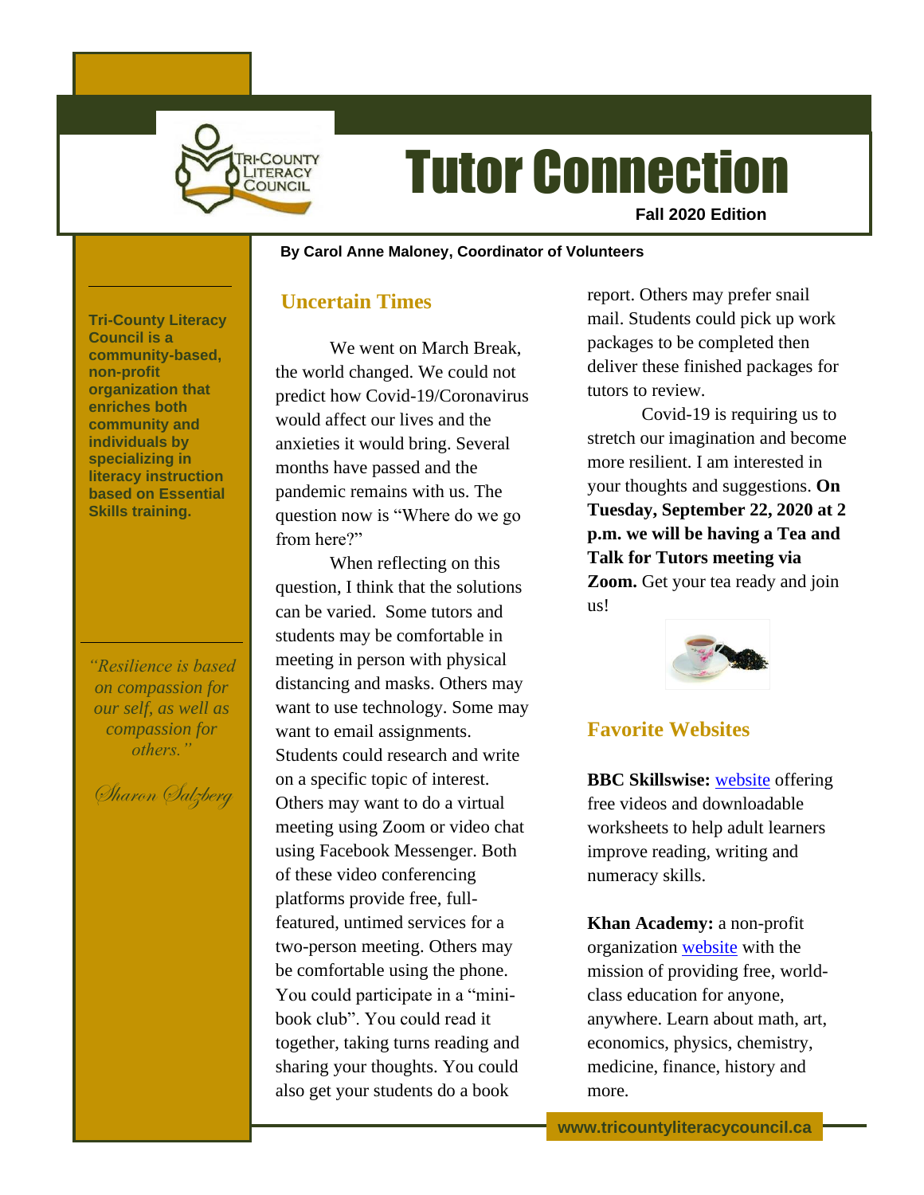# Tutor Connection

**Fall 2020 Edition**

**By Carol Anne Maloney, Coordinator of Volunteers**

**Tri-County Literacy Council is a community-based, non-profit organization that enriches both community and individuals by specializing in literacy instruction based on Essential Skills training.**

*"Resilience is based on compassion for our self, as well as compassion for others."*

*Sharon Salzberg*

## Uncertain Times

We went on March Break, the world changed. We could not predict how Covid-19/Coronavirus would affect our lives and the anxieties it would bring. Several months have passed and the pandemic remains with us. The question now is "Where do we go from here?"

When reflecting on this question, I think that the solutions can be varied. Some tutors and students may be comfortable in meeting in person with physical distancing and masks. Others may want to use technology. Some may want to email assignments. Students could research and write on a specific topic of interest. Others may want to do a virtual meeting using Zoom or video chat using Facebook Messenger. Both of these video conferencing platforms provide free, full-featured, untimed services for a two-person meeting. Others may be comfortable using the phone. You could participate in a "mini-book club". You could read it together, taking turns reading and sharing your thoughts. You could also get your students do a book report. Others may prefer snail mail. Students could pick up work packages to be completed then deliver these finished packages for tutors to review.

Covid-19 is requiring us to stretch our imagination and become more resilient. I am interested in your thoughts and suggestions. **On Tuesday, September 22, 2020 at 2 p.m. we will be having a Tea and Talk for Tutors meeting via Zoom.** Get your tea ready and join us!

## Favorite Websites

**BBC Skillswise:** website offering free videos and downloadable worksheets to help adult learners improve reading, writing and numeracy skills.

**Khan Academy:** a non-profit organization website with the mission of providing free, world-class education for anyone, anywhere. Learn about math, art, economics, physics, chemistry, medicine, finance, history and more.

www.tricountyliteracycouncil.ca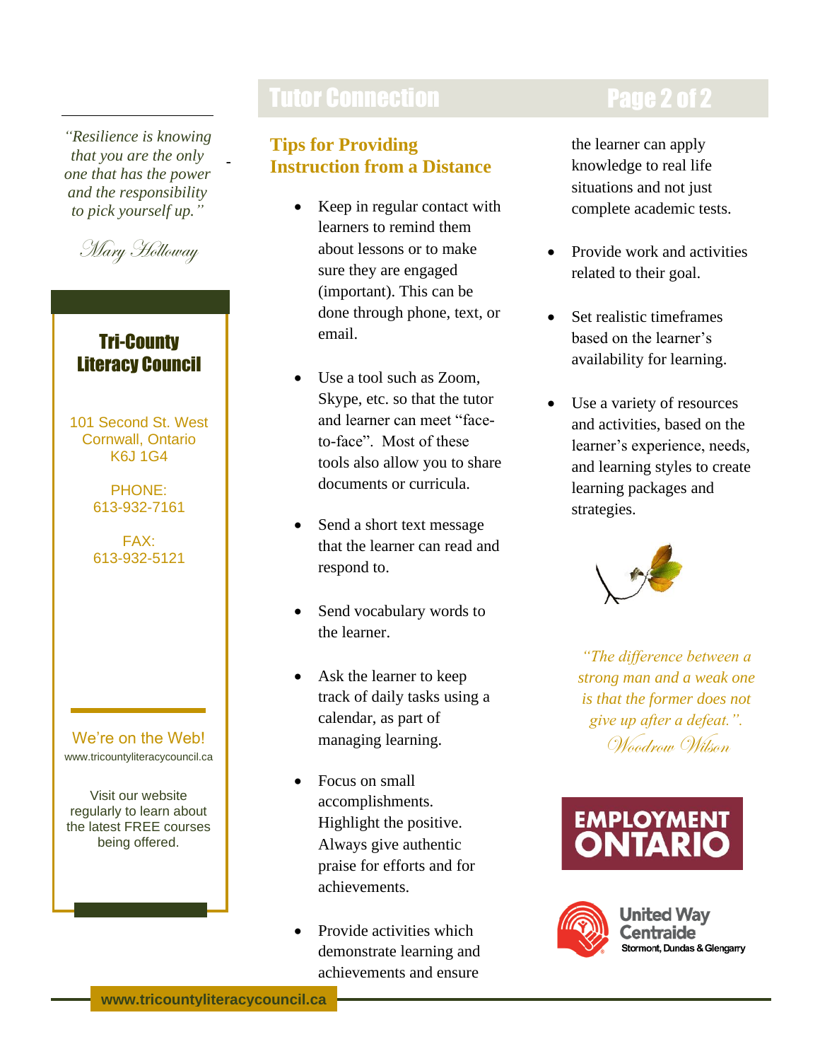*"Resilience is knowing that you are the only one that has the power and the responsibility to pick yourself up."*

*Mary Holloway*

## Tri-County Literacy Council

101 Second St. West
Cornwall, Ontario
K6J 1G4

PHONE:
613-932-7161

FAX:
613-932-5121

We're on the Web!
www.tricountyliteracycouncil.ca

Visit our website regularly to learn about the latest FREE courses being offered.

## Tips for Providing Instruction from a Distance

- Keep in regular contact with learners to remind them about lessons or to make sure they are engaged (important). This can be done through phone, text, or email.
- Use a tool such as Zoom, Skype, etc. so that the tutor and learner can meet "face-to-face". Most of these tools also allow you to share documents or curricula.
- Send a short text message that the learner can read and respond to.
- Send vocabulary words to the learner.
- Ask the learner to keep track of daily tasks using a calendar, as part of managing learning.
- Focus on small accomplishments. Highlight the positive. Always give authentic praise for efforts and for achievements.
- Provide activities which demonstrate learning and achievements and ensure the learner can apply knowledge to real life situations and not just complete academic tests.
- Provide work and activities related to their goal.
- Set realistic timeframes based on the learner's availability for learning.
- Use a variety of resources and activities, based on the learner's experience, needs, and learning styles to create learning packages and strategies.

*"The difference between a strong man and a weak one is that the former does not give up after a defeat.".*

*Woodrow Wilson*

EMPLOYMENT ONTARIO

United Way Centraide
Stormont, Dundas & Glengarry

www.tricountyliteracycouncil.ca